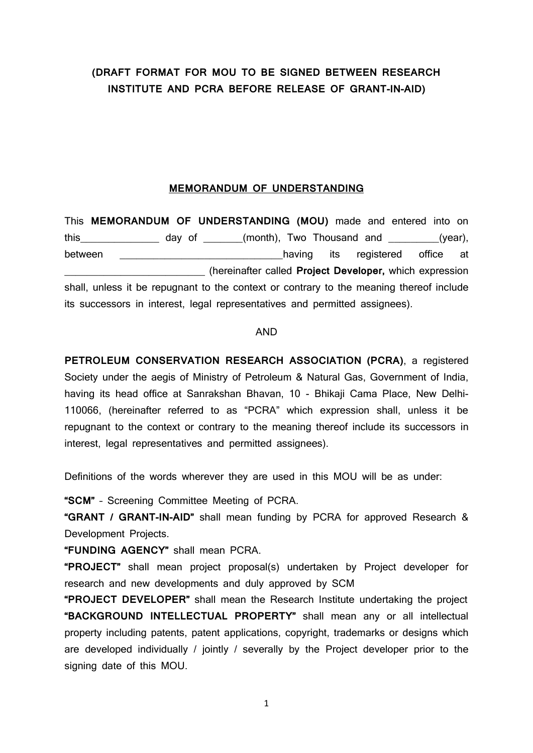**(DRAFT FORMAT FOR MOU TO BE SIGNED BETWEEN RESEARCH INSTITUTE AND PCRA BEFORE RELEASE OF GRANT-IN-AID)**

## MEMORANDUM OF UNDERSTANDING

This **MEMORANDUM OF UNDERSTANDING (MOU)** made and entered into on this______________ day of _______(month), Two Thousand and _________(year), between ______________________________having its registered office at __________________________ (hereinafter called **Project Developer,** which expression shall, unless it be repugnant to the context or contrary to the meaning thereof include its successors in interest, legal representatives and permitted assignees).

AND

**PETROLEUM CONSERVATION RESEARCH ASSOCIATION (PCRA)**, a registered Society under the aegis of Ministry of Petroleum & Natural Gas, Government of India, having its head office at Sanrakshan Bhavan, 10 - Bhikaji Cama Place, New Delhi-110066, (hereinafter referred to as "PCRA" which expression shall, unless it be repugnant to the context or contrary to the meaning thereof include its successors in interest, legal representatives and permitted assignees).

Definitions of the words wherever they are used in this MOU will be as under:

**"SCM"** - Screening Committee Meeting of PCRA.

**"GRANT / GRANT-IN-AID"** shall mean funding by PCRA for approved Research & Development Projects.

**"FUNDING AGENCY"** shall mean PCRA.

**"PROJECT"** shall mean project proposal(s) undertaken by Project developer for research and new developments and duly approved by SCM

**"PROJECT DEVELOPER"** shall mean the Research Institute undertaking the project

**"BACKGROUND INTELLECTUAL PROPERTY"** shall mean any or all intellectual property including patents, patent applications, copyright, trademarks or designs which are developed individually / jointly / severally by the Project developer prior to the signing date of this MOU.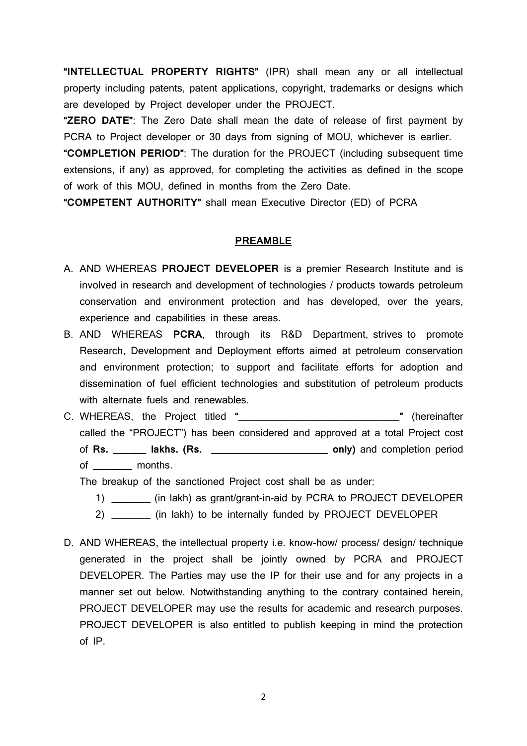**"INTELLECTUAL PROPERTY RIGHTS"** (IPR) shall mean any or all intellectual property including patents, patent applications, copyright, trademarks or designs which are developed by Project developer under the PROJECT.

**"ZERO DATE"**: The Zero Date shall mean the date of release of first payment by PCRA to Project developer or 30 days from signing of MOU, whichever is earlier.

**"COMPLETION PERIOD"**: The duration for the PROJECT (including subsequent time extensions, if any) as approved, for completing the activities as defined in the scope of work of this MOU, defined in months from the Zero Date.

**"COMPETENT AUTHORITY"** shall mean Executive Director (ED) of PCRA

## PREAMBLE

A. AND WHEREAS **PROJECT DEVELOPER** is a premier Research Institute and is involved in research and development of technologies / products towards petroleum conservation and environment protection and has developed, over the years, experience and capabilities in these areas.

B. AND WHEREAS **PCRA**, through its R&D Department, strives to promote Research, Development and Deployment efforts aimed at petroleum conservation and environment protection; to support and facilitate efforts for adoption and dissemination of fuel efficient technologies and substitution of petroleum products with alternate fuels and renewables.

C. WHEREAS, the Project titled **"______________________________"** (hereinafter called the "PROJECT") has been considered and approved at a total Project cost of **Rs. ______ lakhs. (Rs. ______________________ only)** and completion period of _______ months.

   The breakup of the sanctioned Project cost shall be as under:

   1) _______ (in lakh) as grant/grant-in-aid by PCRA to PROJECT DEVELOPER
   2) _______ (in lakh) to be internally funded by PROJECT DEVELOPER

D. AND WHEREAS, the intellectual property i.e. know-how/ process/ design/ technique generated in the project shall be jointly owned by PCRA and PROJECT DEVELOPER. The Parties may use the IP for their use and for any projects in a manner set out below. Notwithstanding anything to the contrary contained herein, PROJECT DEVELOPER may use the results for academic and research purposes. PROJECT DEVELOPER is also entitled to publish keeping in mind the protection of IP.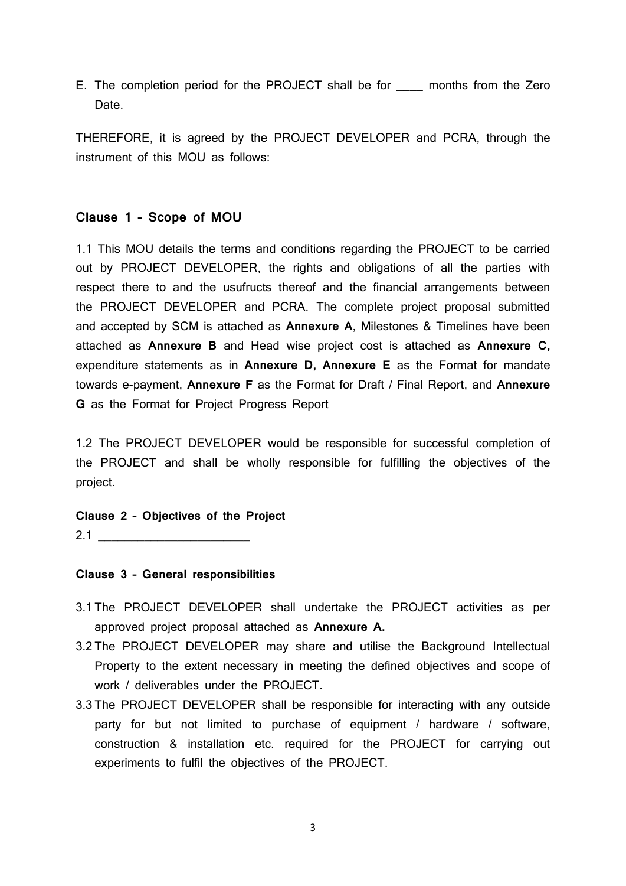E. The completion period for the PROJECT shall be for ____ months from the Zero Date.

THEREFORE, it is agreed by the PROJECT DEVELOPER and PCRA, through the instrument of this MOU as follows:

**Clause 1 – Scope of MOU**

1.1 This MOU details the terms and conditions regarding the PROJECT to be carried out by PROJECT DEVELOPER, the rights and obligations of all the parties with respect there to and the usufructs thereof and the financial arrangements between the PROJECT DEVELOPER and PCRA. The complete project proposal submitted and accepted by SCM is attached as **Annexure A**, Milestones & Timelines have been attached as **Annexure B** and Head wise project cost is attached as **Annexure C,** expenditure statements as in **Annexure D, Annexure E** as the Format for mandate towards e-payment, **Annexure F** as the Format for Draft / Final Report, and **Annexure G** as the Format for Project Progress Report

1.2 The PROJECT DEVELOPER would be responsible for successful completion of the PROJECT and shall be wholly responsible for fulfilling the objectives of the project.

**Clause 2 – Objectives of the Project**

2.1 ________________________

**Clause 3 – General responsibilities**

3.1 The PROJECT DEVELOPER shall undertake the PROJECT activities as per approved project proposal attached as **Annexure A.**

3.2 The PROJECT DEVELOPER may share and utilise the Background Intellectual Property to the extent necessary in meeting the defined objectives and scope of work / deliverables under the PROJECT.

3.3 The PROJECT DEVELOPER shall be responsible for interacting with any outside party for but not limited to purchase of equipment / hardware / software, construction & installation etc. required for the PROJECT for carrying out experiments to fulfil the objectives of the PROJECT.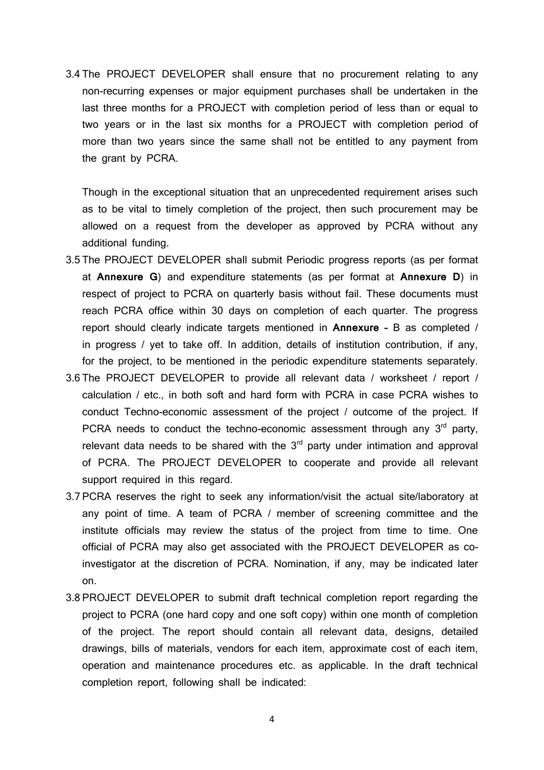3.4 The PROJECT DEVELOPER shall ensure that no procurement relating to any non-recurring expenses or major equipment purchases shall be undertaken in the last three months for a PROJECT with completion period of less than or equal to two years or in the last six months for a PROJECT with completion period of more than two years since the same shall not be entitled to any payment from the grant by PCRA.

    Though in the exceptional situation that an unprecedented requirement arises such as to be vital to timely completion of the project, then such procurement may be allowed on a request from the developer as approved by PCRA without any additional funding.

3.5 The PROJECT DEVELOPER shall submit Periodic progress reports (as per format at **Annexure G**) and expenditure statements (as per format at **Annexure D**) in respect of project to PCRA on quarterly basis without fail. These documents must reach PCRA office within 30 days on completion of each quarter. The progress report should clearly indicate targets mentioned in **Annexure –** B as completed / in progress / yet to take off. In addition, details of institution contribution, if any, for the project, to be mentioned in the periodic expenditure statements separately.

3.6 The PROJECT DEVELOPER to provide all relevant data / worksheet / report / calculation / etc., in both soft and hard form with PCRA in case PCRA wishes to conduct Techno-economic assessment of the project / outcome of the project. If PCRA needs to conduct the techno-economic assessment through any 3rd party, relevant data needs to be shared with the 3rd party under intimation and approval of PCRA. The PROJECT DEVELOPER to cooperate and provide all relevant support required in this regard.

3.7 PCRA reserves the right to seek any information/visit the actual site/laboratory at any point of time. A team of PCRA / member of screening committee and the institute officials may review the status of the project from time to time. One official of PCRA may also get associated with the PROJECT DEVELOPER as co-investigator at the discretion of PCRA. Nomination, if any, may be indicated later on.

3.8 PROJECT DEVELOPER to submit draft technical completion report regarding the project to PCRA (one hard copy and one soft copy) within one month of completion of the project. The report should contain all relevant data, designs, detailed drawings, bills of materials, vendors for each item, approximate cost of each item, operation and maintenance procedures etc. as applicable. In the draft technical completion report, following shall be indicated: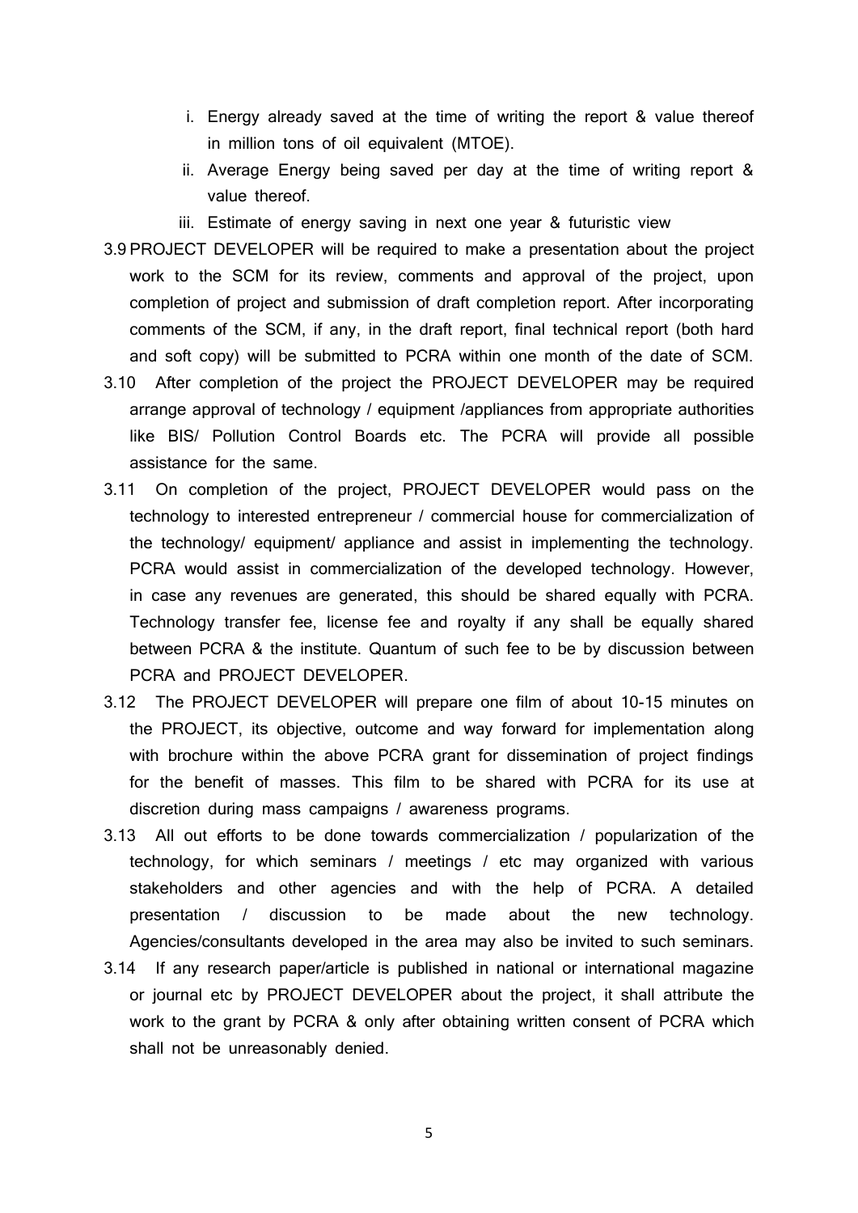i. Energy already saved at the time of writing the report & value thereof in million tons of oil equivalent (MTOE).
   ii. Average Energy being saved per day at the time of writing report & value thereof.
   iii. Estimate of energy saving in next one year & futuristic view

3.9 PROJECT DEVELOPER will be required to make a presentation about the project work to the SCM for its review, comments and approval of the project, upon completion of project and submission of draft completion report. After incorporating comments of the SCM, if any, in the draft report, final technical report (both hard and soft copy) will be submitted to PCRA within one month of the date of SCM.

3.10 After completion of the project the PROJECT DEVELOPER may be required arrange approval of technology / equipment /appliances from appropriate authorities like BIS/ Pollution Control Boards etc. The PCRA will provide all possible assistance for the same.

3.11 On completion of the project, PROJECT DEVELOPER would pass on the technology to interested entrepreneur / commercial house for commercialization of the technology/ equipment/ appliance and assist in implementing the technology. PCRA would assist in commercialization of the developed technology. However, in case any revenues are generated, this should be shared equally with PCRA. Technology transfer fee, license fee and royalty if any shall be equally shared between PCRA & the institute. Quantum of such fee to be by discussion between PCRA and PROJECT DEVELOPER.

3.12 The PROJECT DEVELOPER will prepare one film of about 10-15 minutes on the PROJECT, its objective, outcome and way forward for implementation along with brochure within the above PCRA grant for dissemination of project findings for the benefit of masses. This film to be shared with PCRA for its use at discretion during mass campaigns / awareness programs.

3.13 All out efforts to be done towards commercialization / popularization of the technology, for which seminars / meetings / etc may organized with various stakeholders and other agencies and with the help of PCRA. A detailed presentation / discussion to be made about the new technology. Agencies/consultants developed in the area may also be invited to such seminars.

3.14 If any research paper/article is published in national or international magazine or journal etc by PROJECT DEVELOPER about the project, it shall attribute the work to the grant by PCRA & only after obtaining written consent of PCRA which shall not be unreasonably denied.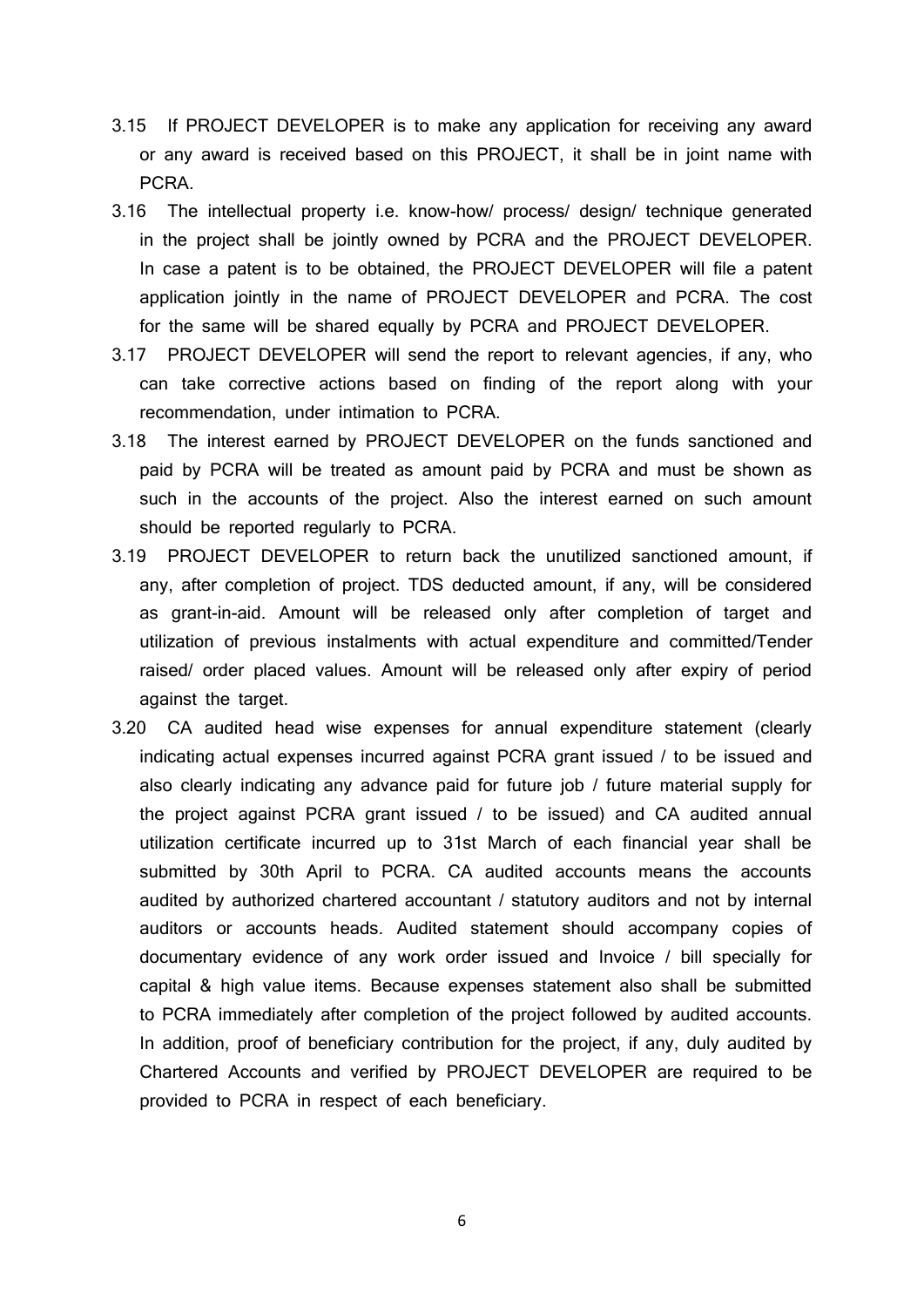3.15 If PROJECT DEVELOPER is to make any application for receiving any award or any award is received based on this PROJECT, it shall be in joint name with PCRA.

3.16 The intellectual property i.e. know-how/ process/ design/ technique generated in the project shall be jointly owned by PCRA and the PROJECT DEVELOPER. In case a patent is to be obtained, the PROJECT DEVELOPER will file a patent application jointly in the name of PROJECT DEVELOPER and PCRA. The cost for the same will be shared equally by PCRA and PROJECT DEVELOPER.

3.17 PROJECT DEVELOPER will send the report to relevant agencies, if any, who can take corrective actions based on finding of the report along with your recommendation, under intimation to PCRA.

3.18 The interest earned by PROJECT DEVELOPER on the funds sanctioned and paid by PCRA will be treated as amount paid by PCRA and must be shown as such in the accounts of the project. Also the interest earned on such amount should be reported regularly to PCRA.

3.19 PROJECT DEVELOPER to return back the unutilized sanctioned amount, if any, after completion of project. TDS deducted amount, if any, will be considered as grant-in-aid. Amount will be released only after completion of target and utilization of previous instalments with actual expenditure and committed/Tender raised/ order placed values. Amount will be released only after expiry of period against the target.

3.20 CA audited head wise expenses for annual expenditure statement (clearly indicating actual expenses incurred against PCRA grant issued / to be issued and also clearly indicating any advance paid for future job / future material supply for the project against PCRA grant issued / to be issued) and CA audited annual utilization certificate incurred up to 31st March of each financial year shall be submitted by 30th April to PCRA. CA audited accounts means the accounts audited by authorized chartered accountant / statutory auditors and not by internal auditors or accounts heads. Audited statement should accompany copies of documentary evidence of any work order issued and Invoice / bill specially for capital & high value items. Because expenses statement also shall be submitted to PCRA immediately after completion of the project followed by audited accounts. In addition, proof of beneficiary contribution for the project, if any, duly audited by Chartered Accounts and verified by PROJECT DEVELOPER are required to be provided to PCRA in respect of each beneficiary.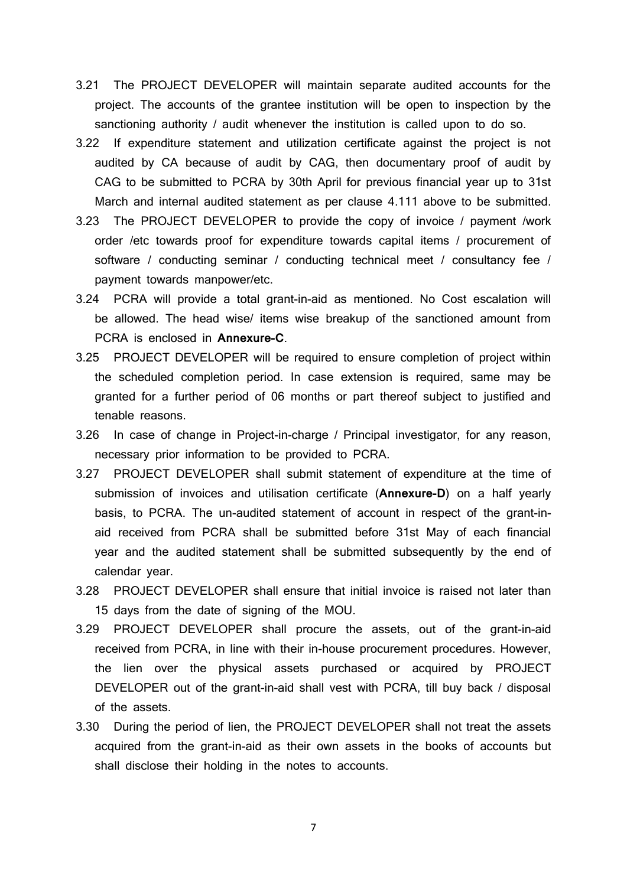3.21 The PROJECT DEVELOPER will maintain separate audited accounts for the project. The accounts of the grantee institution will be open to inspection by the sanctioning authority / audit whenever the institution is called upon to do so.

3.22 If expenditure statement and utilization certificate against the project is not audited by CA because of audit by CAG, then documentary proof of audit by CAG to be submitted to PCRA by 30th April for previous financial year up to 31st March and internal audited statement as per clause 4.111 above to be submitted.

3.23 The PROJECT DEVELOPER to provide the copy of invoice / payment /work order /etc towards proof for expenditure towards capital items / procurement of software / conducting seminar / conducting technical meet / consultancy fee / payment towards manpower/etc.

3.24 PCRA will provide a total grant-in-aid as mentioned. No Cost escalation will be allowed. The head wise/ items wise breakup of the sanctioned amount from PCRA is enclosed in **Annexure-C**.

3.25 PROJECT DEVELOPER will be required to ensure completion of project within the scheduled completion period. In case extension is required, same may be granted for a further period of 06 months or part thereof subject to justified and tenable reasons.

3.26 In case of change in Project-in-charge / Principal investigator, for any reason, necessary prior information to be provided to PCRA.

3.27 PROJECT DEVELOPER shall submit statement of expenditure at the time of submission of invoices and utilisation certificate (**Annexure-D**) on a half yearly basis, to PCRA. The un-audited statement of account in respect of the grant-in-aid received from PCRA shall be submitted before 31st May of each financial year and the audited statement shall be submitted subsequently by the end of calendar year.

3.28 PROJECT DEVELOPER shall ensure that initial invoice is raised not later than 15 days from the date of signing of the MOU.

3.29 PROJECT DEVELOPER shall procure the assets, out of the grant-in-aid received from PCRA, in line with their in-house procurement procedures. However, the lien over the physical assets purchased or acquired by PROJECT DEVELOPER out of the grant-in-aid shall vest with PCRA, till buy back / disposal of the assets.

3.30 During the period of lien, the PROJECT DEVELOPER shall not treat the assets acquired from the grant-in-aid as their own assets in the books of accounts but shall disclose their holding in the notes to accounts.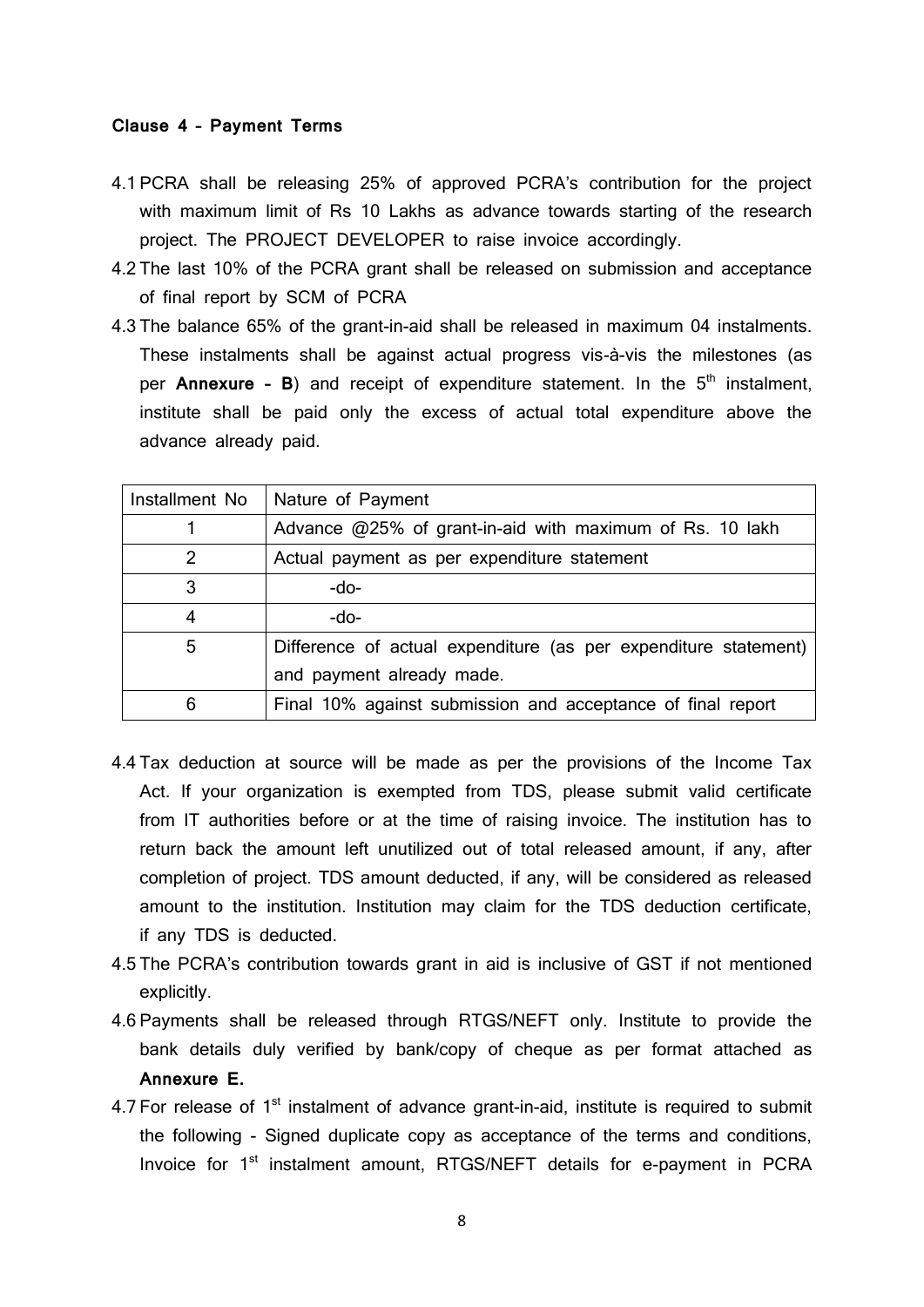**Clause 4 – Payment Terms**

4.1 PCRA shall be releasing 25% of approved PCRA's contribution for the project with maximum limit of Rs 10 Lakhs as advance towards starting of the research project. The PROJECT DEVELOPER to raise invoice accordingly.

4.2 The last 10% of the PCRA grant shall be released on submission and acceptance of final report by SCM of PCRA

4.3 The balance 65% of the grant-in-aid shall be released in maximum 04 instalments. These instalments shall be against actual progress vis-à-vis the milestones (as per **Annexure – B**) and receipt of expenditure statement. In the 5th instalment, institute shall be paid only the excess of actual total expenditure above the advance already paid.

| Installment No | Nature of Payment |
|---|---|
| 1 | Advance @25% of grant-in-aid with maximum of Rs. 10 lakh |
| 2 | Actual payment as per expenditure statement |
| 3 | -do- |
| 4 | -do- |
| 5 | Difference of actual expenditure (as per expenditure statement) and payment already made. |
| 6 | Final 10% against submission and acceptance of final report |

4.4 Tax deduction at source will be made as per the provisions of the Income Tax Act. If your organization is exempted from TDS, please submit valid certificate from IT authorities before or at the time of raising invoice. The institution has to return back the amount left unutilized out of total released amount, if any, after completion of project. TDS amount deducted, if any, will be considered as released amount to the institution. Institution may claim for the TDS deduction certificate, if any TDS is deducted.

4.5 The PCRA's contribution towards grant in aid is inclusive of GST if not mentioned explicitly.

4.6 Payments shall be released through RTGS/NEFT only. Institute to provide the bank details duly verified by bank/copy of cheque as per format attached as **Annexure E.**

4.7 For release of 1st instalment of advance grant-in-aid, institute is required to submit the following - Signed duplicate copy as acceptance of the terms and conditions, Invoice for 1st instalment amount, RTGS/NEFT details for e-payment in PCRA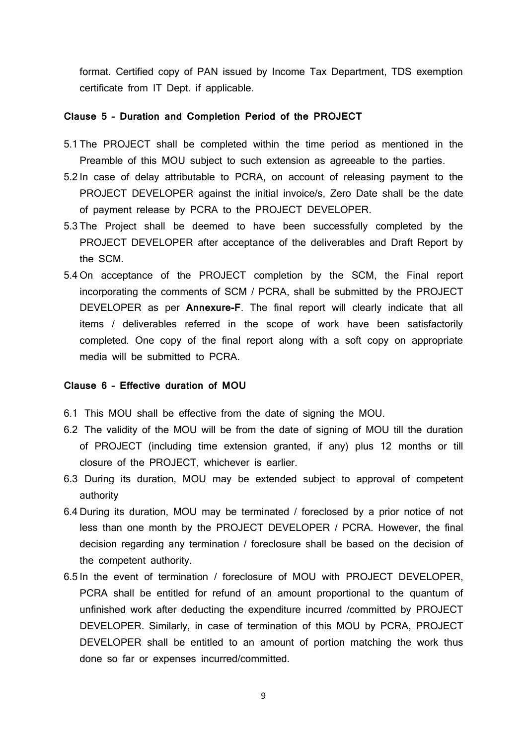format. Certified copy of PAN issued by Income Tax Department, TDS exemption certificate from IT Dept. if applicable.

**Clause 5 – Duration and Completion Period of the PROJECT**

5.1 The PROJECT shall be completed within the time period as mentioned in the Preamble of this MOU subject to such extension as agreeable to the parties.

5.2 In case of delay attributable to PCRA, on account of releasing payment to the PROJECT DEVELOPER against the initial invoice/s, Zero Date shall be the date of payment release by PCRA to the PROJECT DEVELOPER.

5.3 The Project shall be deemed to have been successfully completed by the PROJECT DEVELOPER after acceptance of the deliverables and Draft Report by the SCM.

5.4 On acceptance of the PROJECT completion by the SCM, the Final report incorporating the comments of SCM / PCRA, shall be submitted by the PROJECT DEVELOPER as per **Annexure-F**. The final report will clearly indicate that all items / deliverables referred in the scope of work have been satisfactorily completed. One copy of the final report along with a soft copy on appropriate media will be submitted to PCRA.

**Clause 6 – Effective duration of MOU**

6.1 This MOU shall be effective from the date of signing the MOU.

6.2 The validity of the MOU will be from the date of signing of MOU till the duration of PROJECT (including time extension granted, if any) plus 12 months or till closure of the PROJECT, whichever is earlier.

6.3 During its duration, MOU may be extended subject to approval of competent authority

6.4 During its duration, MOU may be terminated / foreclosed by a prior notice of not less than one month by the PROJECT DEVELOPER / PCRA. However, the final decision regarding any termination / foreclosure shall be based on the decision of the competent authority.

6.5 In the event of termination / foreclosure of MOU with PROJECT DEVELOPER, PCRA shall be entitled for refund of an amount proportional to the quantum of unfinished work after deducting the expenditure incurred /committed by PROJECT DEVELOPER. Similarly, in case of termination of this MOU by PCRA, PROJECT DEVELOPER shall be entitled to an amount of portion matching the work thus done so far or expenses incurred/committed.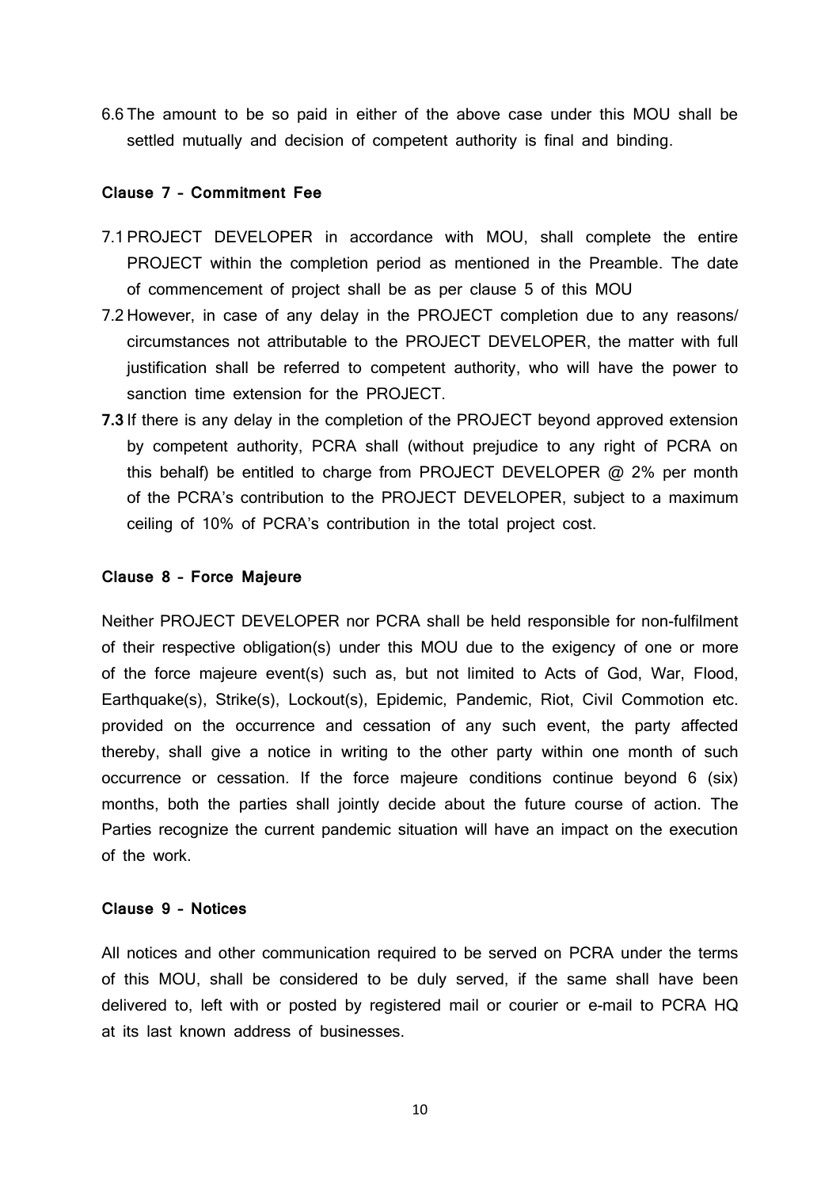6.6 The amount to be so paid in either of the above case under this MOU shall be settled mutually and decision of competent authority is final and binding.

**Clause 7 – Commitment Fee**

7.1 PROJECT DEVELOPER in accordance with MOU, shall complete the entire PROJECT within the completion period as mentioned in the Preamble. The date of commencement of project shall be as per clause 5 of this MOU

7.2 However, in case of any delay in the PROJECT completion due to any reasons/ circumstances not attributable to the PROJECT DEVELOPER, the matter with full justification shall be referred to competent authority, who will have the power to sanction time extension for the PROJECT.

**7.3** If there is any delay in the completion of the PROJECT beyond approved extension by competent authority, PCRA shall (without prejudice to any right of PCRA on this behalf) be entitled to charge from PROJECT DEVELOPER @ 2% per month of the PCRA's contribution to the PROJECT DEVELOPER, subject to a maximum ceiling of 10% of PCRA's contribution in the total project cost.

**Clause 8 – Force Majeure**

Neither PROJECT DEVELOPER nor PCRA shall be held responsible for non-fulfilment of their respective obligation(s) under this MOU due to the exigency of one or more of the force majeure event(s) such as, but not limited to Acts of God, War, Flood, Earthquake(s), Strike(s), Lockout(s), Epidemic, Pandemic, Riot, Civil Commotion etc. provided on the occurrence and cessation of any such event, the party affected thereby, shall give a notice in writing to the other party within one month of such occurrence or cessation. If the force majeure conditions continue beyond 6 (six) months, both the parties shall jointly decide about the future course of action. The Parties recognize the current pandemic situation will have an impact on the execution of the work.

**Clause 9 – Notices**

All notices and other communication required to be served on PCRA under the terms of this MOU, shall be considered to be duly served, if the same shall have been delivered to, left with or posted by registered mail or courier or e-mail to PCRA HQ at its last known address of businesses.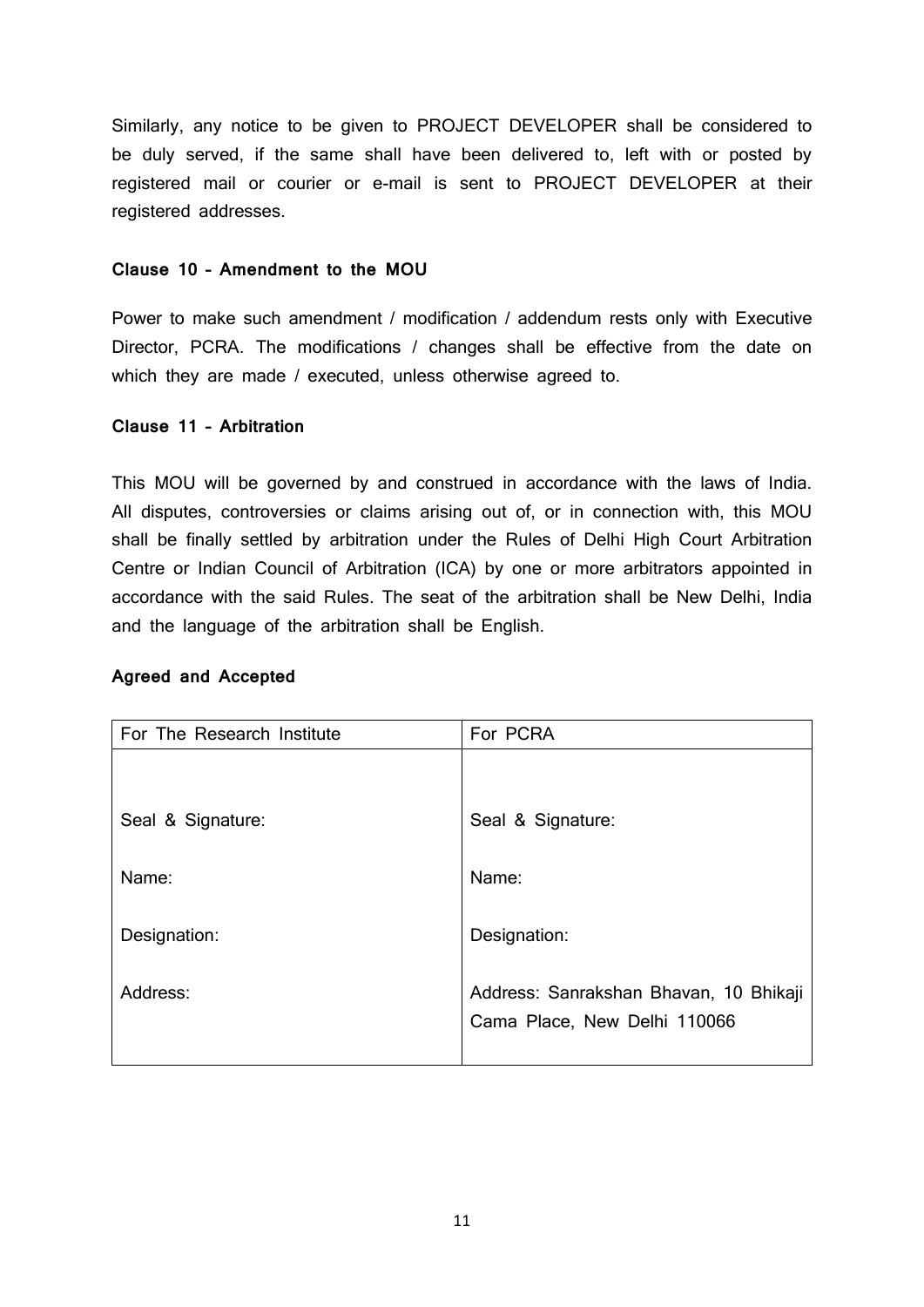Similarly, any notice to be given to PROJECT DEVELOPER shall be considered to be duly served, if the same shall have been delivered to, left with or posted by registered mail or courier or e-mail is sent to PROJECT DEVELOPER at their registered addresses.

**Clause 10 – Amendment to the MOU**

Power to make such amendment / modification / addendum rests only with Executive Director, PCRA. The modifications / changes shall be effective from the date on which they are made / executed, unless otherwise agreed to.

**Clause 11 – Arbitration**

This MOU will be governed by and construed in accordance with the laws of India. All disputes, controversies or claims arising out of, or in connection with, this MOU shall be finally settled by arbitration under the Rules of Delhi High Court Arbitration Centre or Indian Council of Arbitration (ICA) by one or more arbitrators appointed in accordance with the said Rules. The seat of the arbitration shall be New Delhi, India and the language of the arbitration shall be English.

**Agreed and Accepted**

| For The Research Institute | For PCRA |
|---|---|
| Seal & Signature: | Seal & Signature: |
| Name: | Name: |
| Designation: | Designation: |
| Address: | Address: Sanrakshan Bhavan, 10 Bhikaji Cama Place, New Delhi 110066 |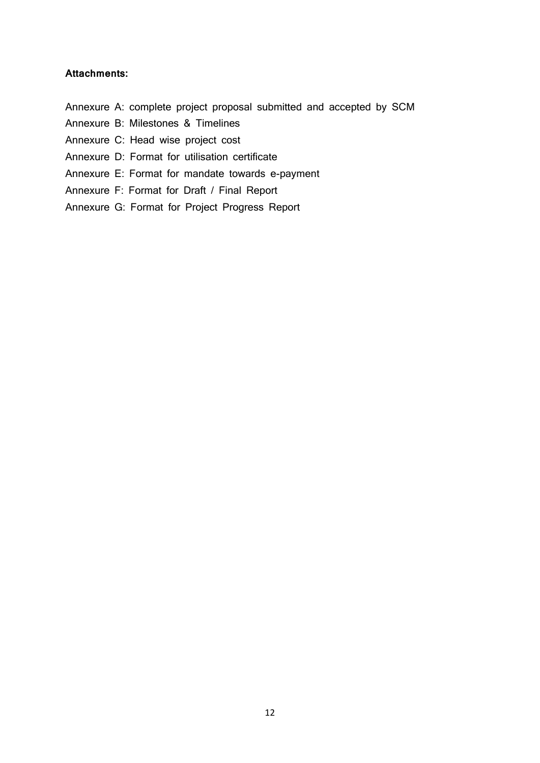**Attachments:**

Annexure A: complete project proposal submitted and accepted by SCM

Annexure B: Milestones & Timelines

Annexure C: Head wise project cost

Annexure D: Format for utilisation certificate

Annexure E: Format for mandate towards e-payment

Annexure F: Format for Draft / Final Report

Annexure G: Format for Project Progress Report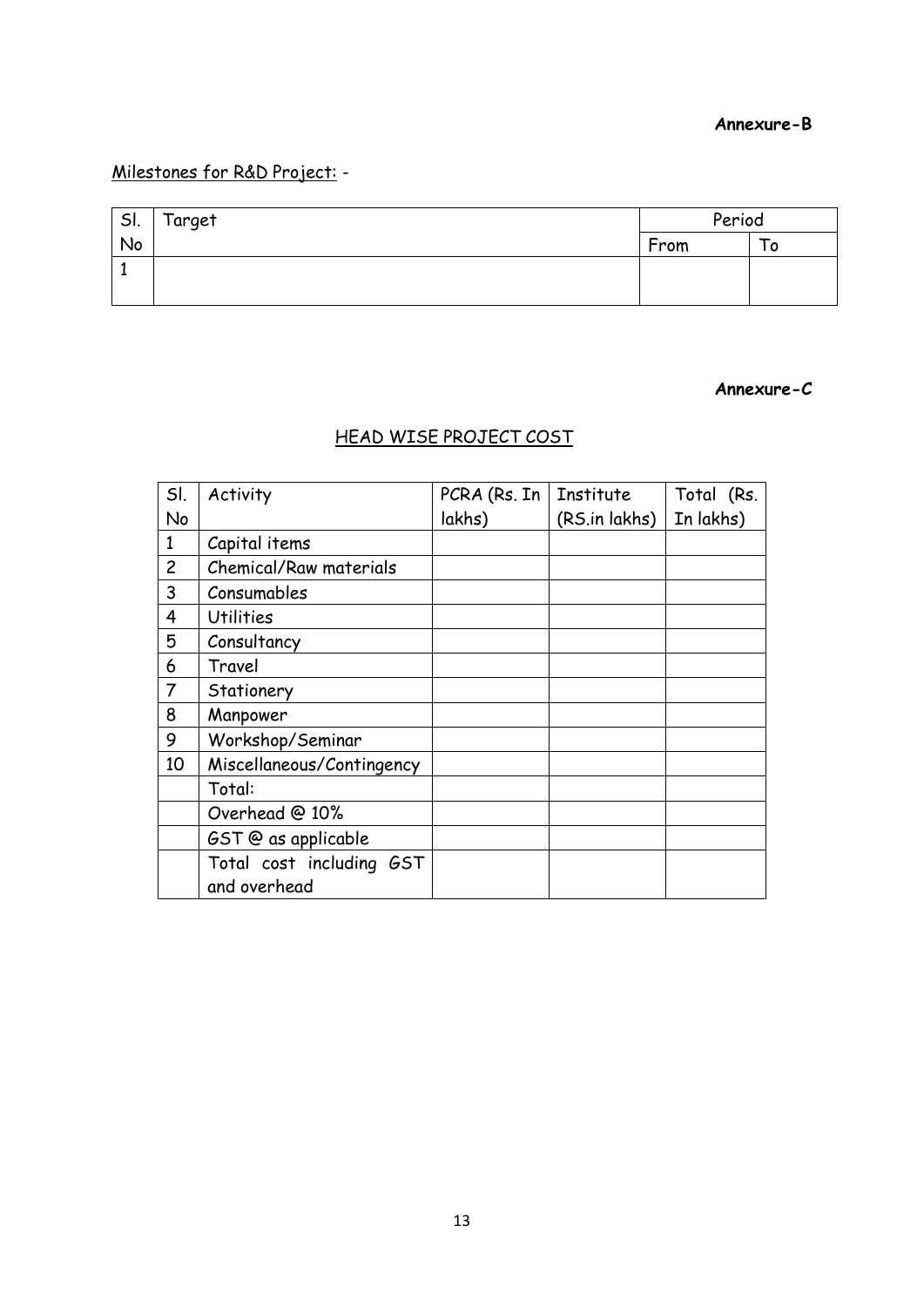**Annexure-B**

Milestones for R&D Project: -

| Sl. No | Target | Period | |
|---|---|---|---|
| | | From | To |
| 1 | | | |

**Annexure-C**

## HEAD WISE PROJECT COST

| Sl. No | Activity | PCRA (Rs. In lakhs) | Institute (RS.in lakhs) | Total (Rs. In lakhs) |
|---|---|---|---|---|
| 1 | Capital items | | | |
| 2 | Chemical/Raw materials | | | |
| 3 | Consumables | | | |
| 4 | Utilities | | | |
| 5 | Consultancy | | | |
| 6 | Travel | | | |
| 7 | Stationery | | | |
| 8 | Manpower | | | |
| 9 | Workshop/Seminar | | | |
| 10 | Miscellaneous/Contingency | | | |
| | Total: | | | |
| | Overhead @ 10% | | | |
| | GST @ as applicable | | | |
| | Total cost including GST and overhead | | | |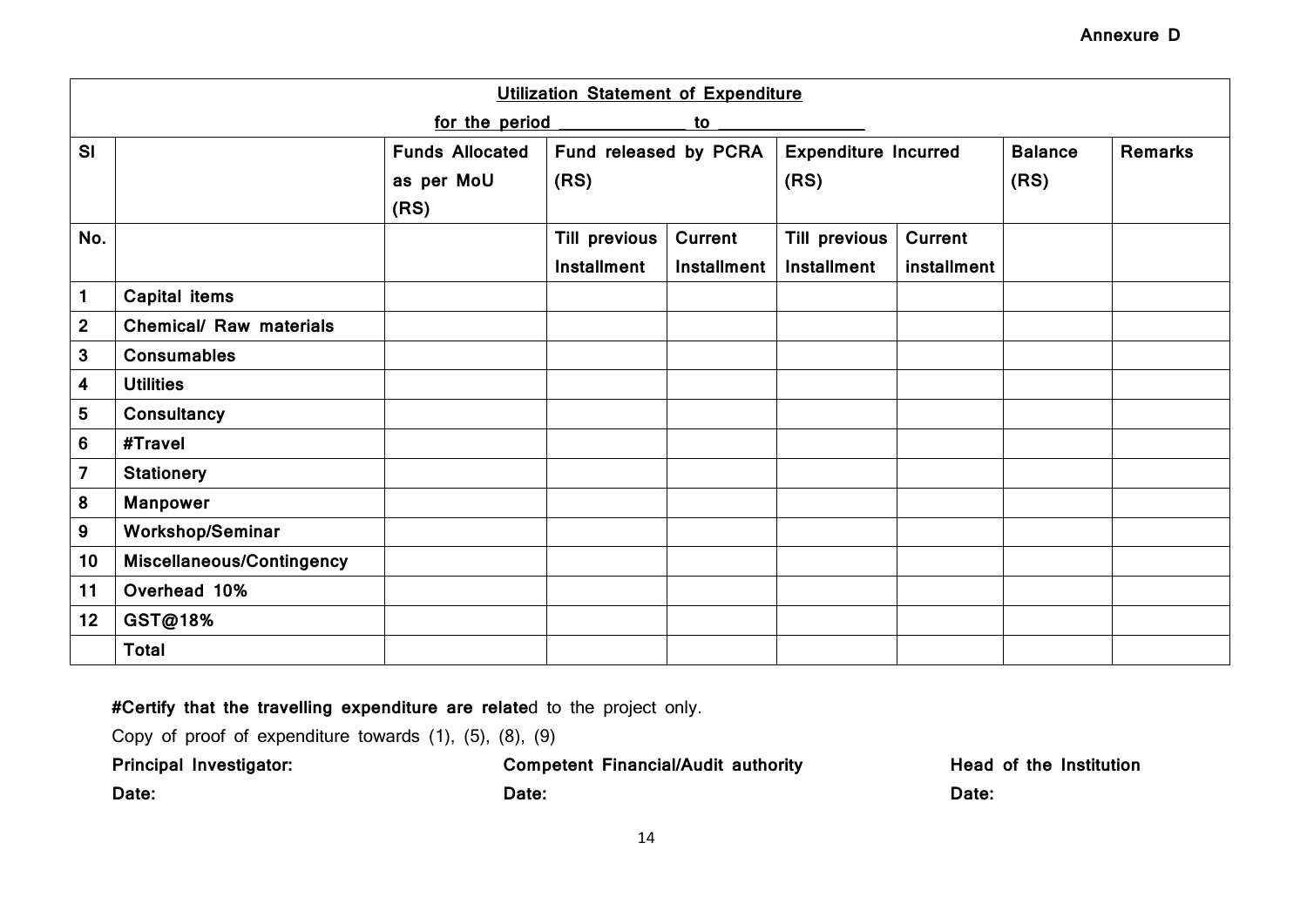**Annexure D**

| **Utilization Statement of Expenditure**<br>**for the period _____________ to _______________** | | | | | | | | |
|---|---|---|---|---|---|---|---|---|
| **Sl** | | **Funds Allocated as per MoU (RS)** | **Fund released by PCRA (RS)** | | **Expenditure Incurred (RS)** | | **Balance (RS)** | **Remarks** |
| **No.** | | | **Till previous Installment** | **Current Installment** | **Till previous Installment** | **Current installment** | | |
| **1** | **Capital items** | | | | | | | |
| **2** | **Chemical/ Raw materials** | | | | | | | |
| **3** | **Consumables** | | | | | | | |
| **4** | **Utilities** | | | | | | | |
| **5** | **Consultancy** | | | | | | | |
| **6** | **#Travel** | | | | | | | |
| **7** | **Stationery** | | | | | | | |
| **8** | **Manpower** | | | | | | | |
| **9** | **Workshop/Seminar** | | | | | | | |
| **10** | **Miscellaneous/Contingency** | | | | | | | |
| **11** | **Overhead 10%** | | | | | | | |
| **12** | **GST@18%** | | | | | | | |
| | **Total** | | | | | | | |

**#Certify that the travelling expenditure are relate**d to the project only.

Copy of proof of expenditure towards (1), (5), (8), (9)

**Principal Investigator:** &nbsp;&nbsp;&nbsp;&nbsp; **Competent Financial/Audit authority** &nbsp;&nbsp;&nbsp;&nbsp; **Head of the Institution**

**Date:** &nbsp;&nbsp;&nbsp;&nbsp; **Date:** &nbsp;&nbsp;&nbsp;&nbsp; **Date:**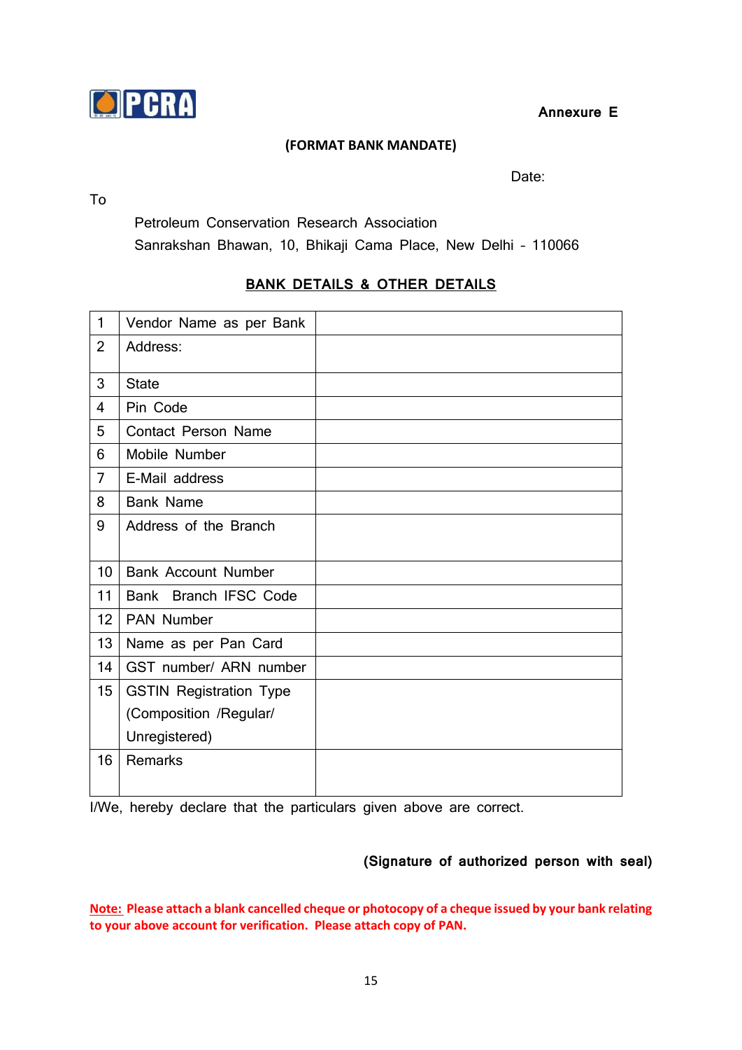**Annexure E**

**(FORMAT BANK MANDATE)**

Date:

To

Petroleum Conservation Research Association
Sanrakshan Bhawan, 10, Bhikaji Cama Place, New Delhi - 110066

## BANK DETAILS & OTHER DETAILS

| | | |
|---|---|---|
| 1 | Vendor Name as per Bank | |
| 2 | Address: | |
| 3 | State | |
| 4 | Pin Code | |
| 5 | Contact Person Name | |
| 6 | Mobile Number | |
| 7 | E-Mail address | |
| 8 | Bank Name | |
| 9 | Address of the Branch | |
| 10 | Bank Account Number | |
| 11 | Bank Branch IFSC Code | |
| 12 | PAN Number | |
| 13 | Name as per Pan Card | |
| 14 | GST number/ ARN number | |
| 15 | GSTIN Registration Type (Composition /Regular/ Unregistered) | |
| 16 | Remarks | |

I/We, hereby declare that the particulars given above are correct.

**(Signature of authorized person with seal)**

**Note: Please attach a blank cancelled cheque or photocopy of a cheque issued by your bank relating to your above account for verification. Please attach copy of PAN.**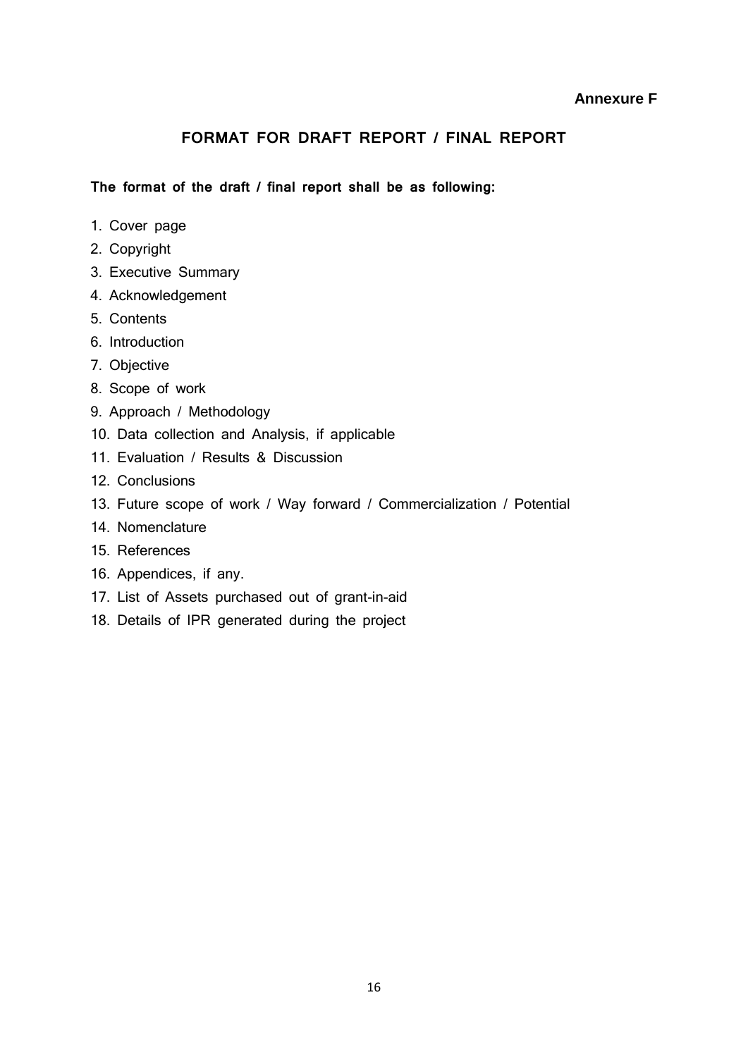**Annexure F**

## FORMAT FOR DRAFT REPORT / FINAL REPORT

**The format of the draft / final report shall be as following:**

1. Cover page
2. Copyright
3. Executive Summary
4. Acknowledgement
5. Contents
6. Introduction
7. Objective
8. Scope of work
9. Approach / Methodology
10. Data collection and Analysis, if applicable
11. Evaluation / Results & Discussion
12. Conclusions
13. Future scope of work / Way forward / Commercialization / Potential
14. Nomenclature
15. References
16. Appendices, if any.
17. List of Assets purchased out of grant-in-aid
18. Details of IPR generated during the project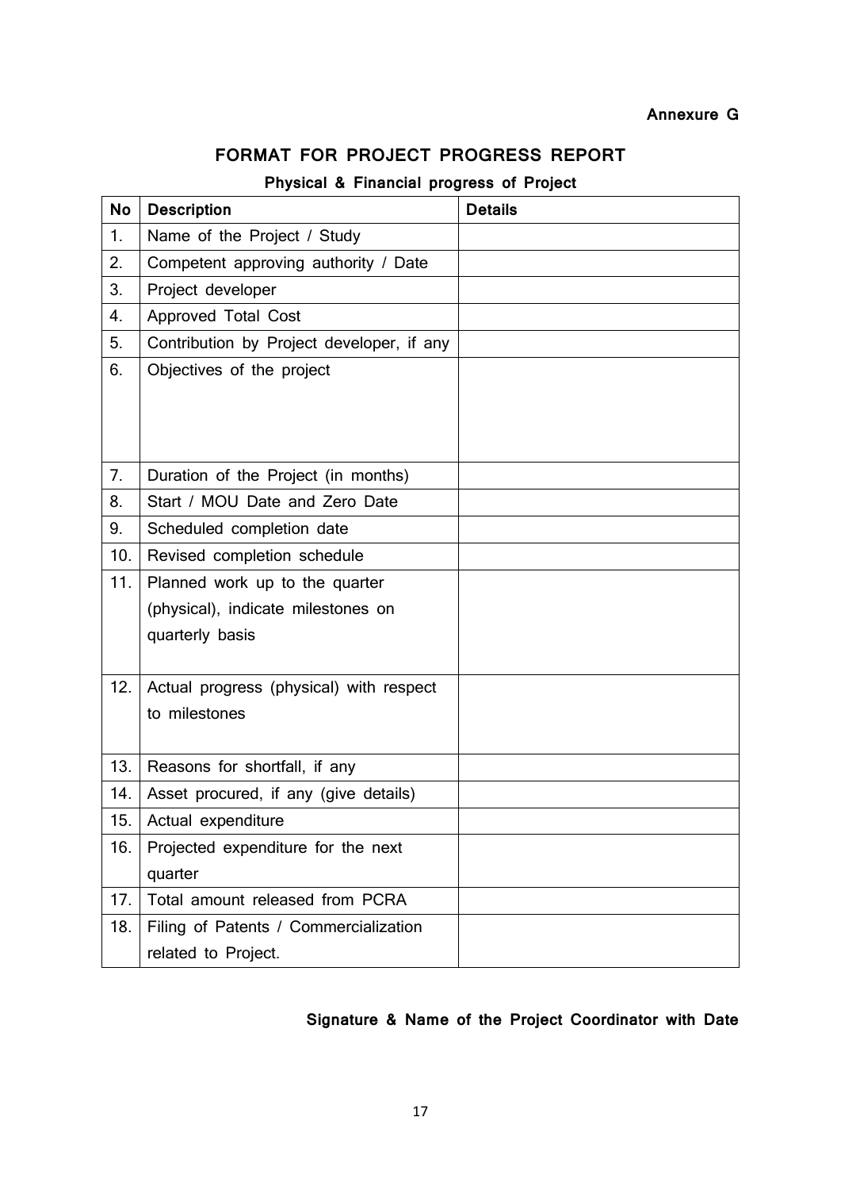**Annexure G**

## FORMAT FOR PROJECT PROGRESS REPORT

### Physical & Financial progress of Project

| No | Description | Details |
|---|---|---|
| 1. | Name of the Project / Study | |
| 2. | Competent approving authority / Date | |
| 3. | Project developer | |
| 4. | Approved Total Cost | |
| 5. | Contribution by Project developer, if any | |
| 6. | Objectives of the project | |
| 7. | Duration of the Project (in months) | |
| 8. | Start / MOU Date and Zero Date | |
| 9. | Scheduled completion date | |
| 10. | Revised completion schedule | |
| 11. | Planned work up to the quarter (physical), indicate milestones on quarterly basis | |
| 12. | Actual progress (physical) with respect to milestones | |
| 13. | Reasons for shortfall, if any | |
| 14. | Asset procured, if any (give details) | |
| 15. | Actual expenditure | |
| 16. | Projected expenditure for the next quarter | |
| 17. | Total amount released from PCRA | |
| 18. | Filing of Patents / Commercialization related to Project. | |

**Signature & Name of the Project Coordinator with Date**